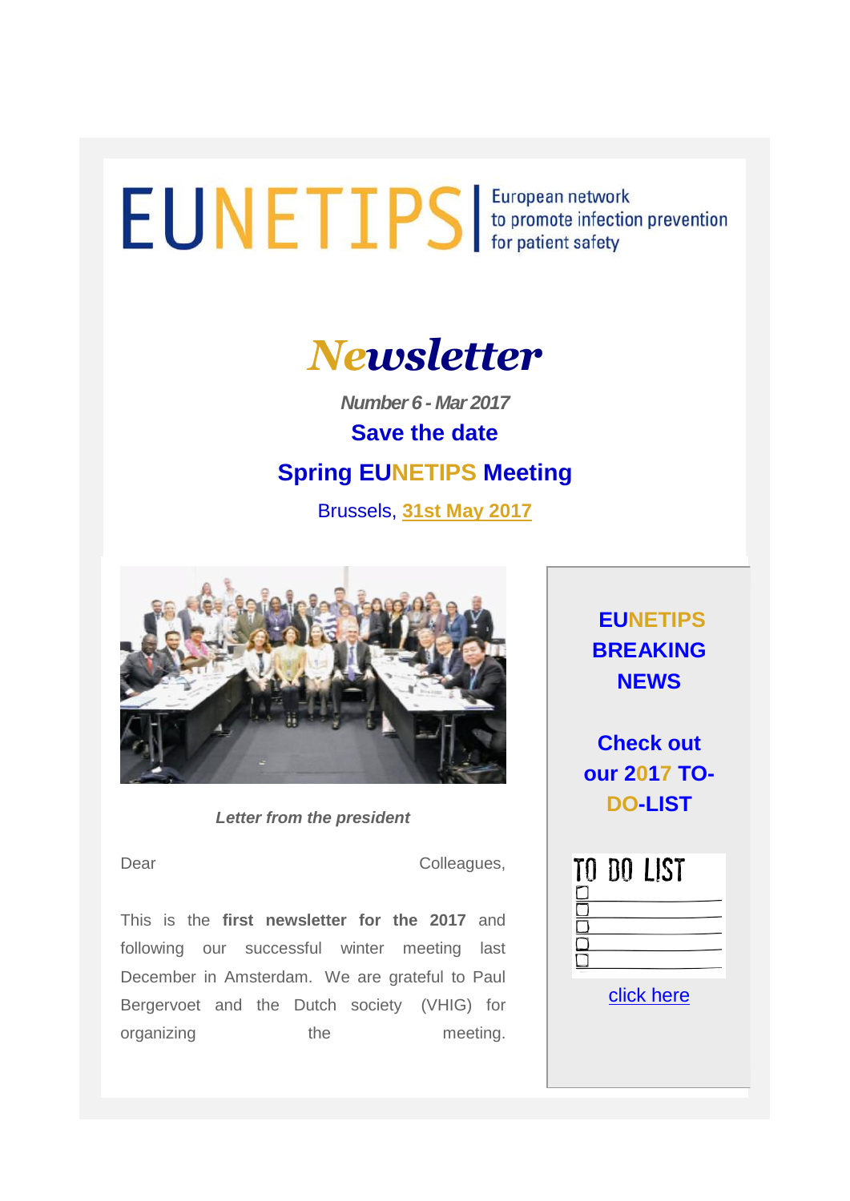# EUNETIPS

European network to promote infection prevention for patient safety

# Newsletter

***Number 6 - Mar 2017***

## Save the date

## Spring EUNETIPS Meeting

Brussels, 31st May 2017

*Letter from the president*

Dear Colleagues,

This is the **first newsletter for the 2017** and following our successful winter meeting last December in Amsterdam. We are grateful to Paul Bergervoet and the Dutch society (VHIG) for organizing the meeting.

**EUNETIPS BREAKING NEWS**

**Check out our 2017 TO-DO-LIST**

TO DO LIST

click here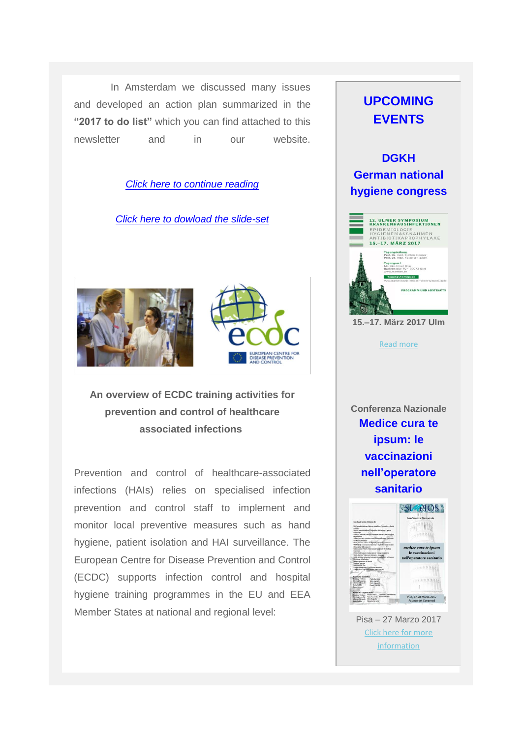In Amsterdam we discussed many issues and developed an action plan summarized in the **"2017 to do list"** which you can find attached to this newsletter and in our website.

*Click here to continue reading*

*Click here to dowload the slide-set*

**An overview of ECDC training activities for prevention and control of healthcare associated infections**

Prevention and control of healthcare-associated infections (HAIs) relies on specialised infection prevention and control staff to implement and monitor local preventive measures such as hand hygiene, patient isolation and HAI surveillance. The European Centre for Disease Prevention and Control (ECDC) supports infection control and hospital hygiene training programmes in the EU and EEA Member States at national and regional level:

## UPCOMING EVENTS

### DGKH German national hygiene congress

**15.–17. März 2017 Ulm**

Read more

Conferenza Nazionale

### Medice cura te ipsum: le vaccinazioni nell'operatore sanitario

Pisa – 27 Marzo 2017

Click here for more information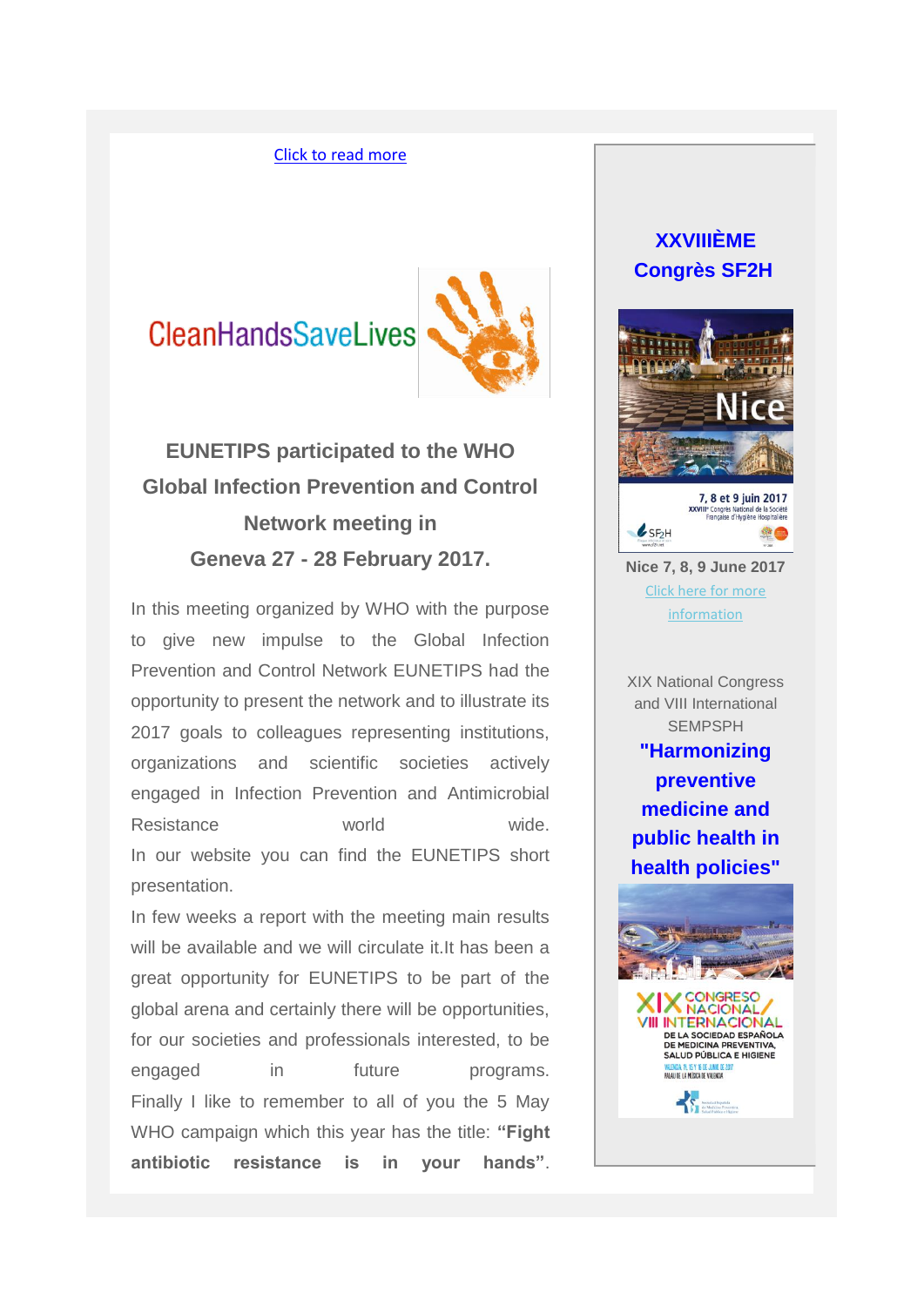Click to read more

CleanHandsSaveLives

**EUNETIPS participated to the WHO Global Infection Prevention and Control Network meeting in Geneva 27 - 28 February 2017.**

In this meeting organized by WHO with the purpose to give new impulse to the Global Infection Prevention and Control Network EUNETIPS had the opportunity to present the network and to illustrate its 2017 goals to colleagues representing institutions, organizations and scientific societies actively engaged in Infection Prevention and Antimicrobial Resistance world wide.
In our website you can find the EUNETIPS short presentation.
In few weeks a report with the meeting main results will be available and we will circulate it.It has been a great opportunity for EUNETIPS to be part of the global arena and certainly there will be opportunities, for our societies and professionals interested, to be engaged in future programs.
Finally I like to remember to all of you the 5 May WHO campaign which this year has the title: **"Fight antibiotic resistance is in your hands"**.

**XXVIIIÈME Congrès SF2H**

Nice

7, 8 et 9 juin 2017
XXVIII[e] Congrès National de la Société Française d'Hygiène Hospitalière

**Nice 7, 8, 9 June 2017**

Click here for more information

XIX National Congress and VIII International SEMPSPH

**"Harmonizing preventive medicine and public health in health policies"**

XIX CONGRESO NACIONAL / VIII INTERNACIONAL
DE LA SOCIEDAD ESPAÑOLA DE MEDICINA PREVENTIVA, SALUD PÚBLICA E HIGIENE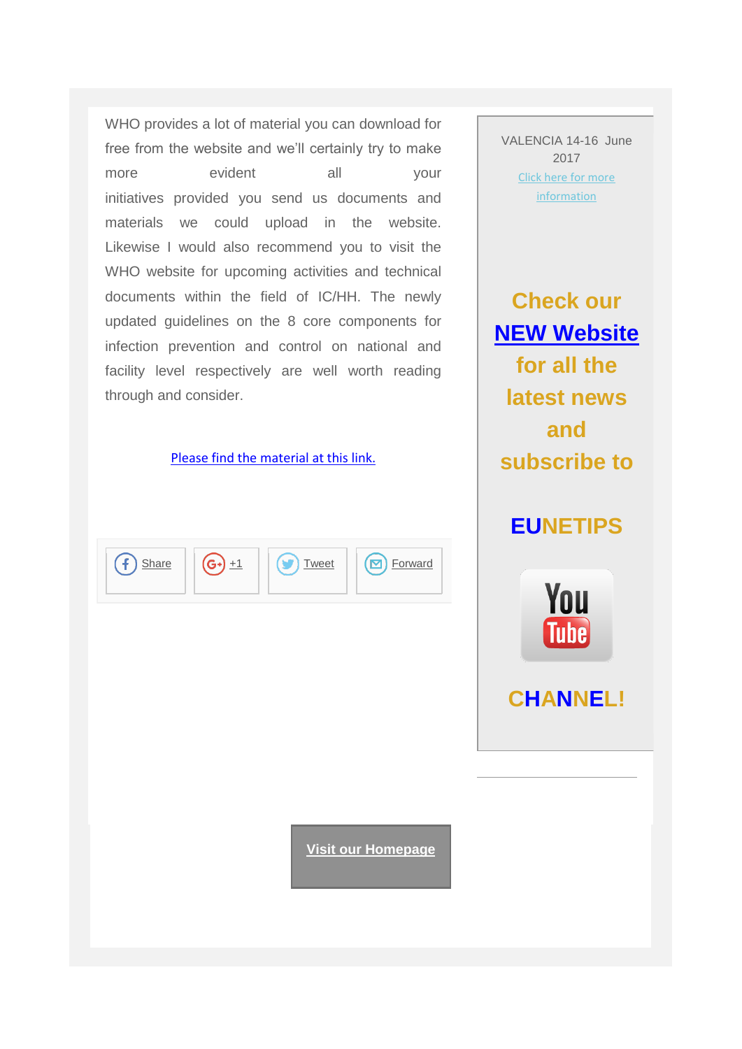WHO provides a lot of material you can download for free from the website and we'll certainly try to make more evident all your initiatives provided you send us documents and materials we could upload in the website. Likewise I would also recommend you to visit the WHO website for upcoming activities and technical documents within the field of IC/HH. The newly updated guidelines on the 8 core components for infection prevention and control on national and facility level respectively are well worth reading through and consider.

Please find the material at this link.

Share | +1 | Tweet | Forward

VALENCIA 14-16 June 2017

Click here for more information

**Check our NEW Website for all the latest news and subscribe to**

**EUNETIPS**

**CHANNEL!**

**Visit our Homepage**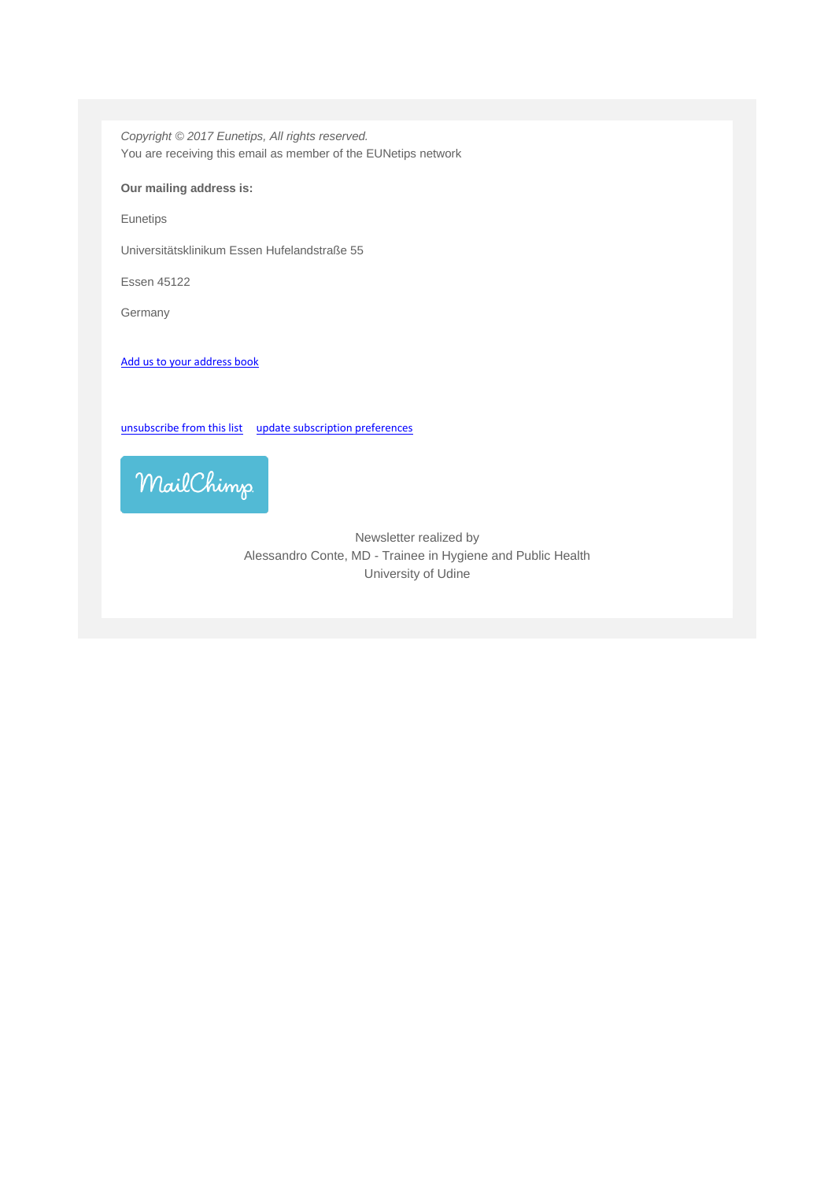*Copyright © 2017 Eunetips, All rights reserved.*
You are receiving this email as member of the EUNetips network

**Our mailing address is:**

Eunetips

Universitätsklinikum Essen Hufelandstraße 55

Essen 45122

Germany

Add us to your address book

unsubscribe from this list    update subscription preferences

MailChimp

Newsletter realized by
Alessandro Conte, MD - Trainee in Hygiene and Public Health
University of Udine